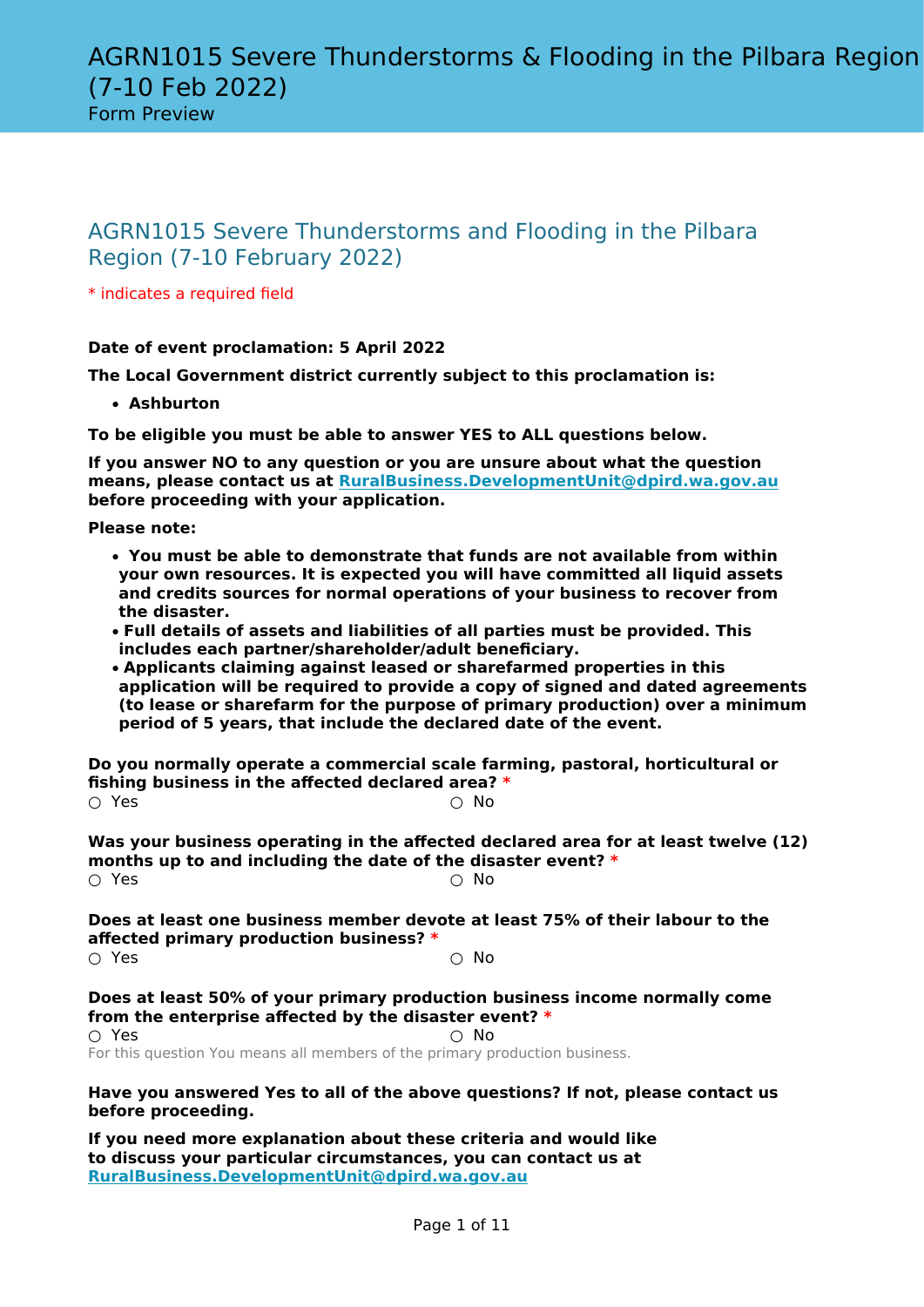# AGRN1015 Severe Thunderstorms & Flooding in the Pilbara Region (7-10 Feb 2022)

Form Preview

## AGRN1015 Severe Thunderstorms and Flooding in the Pilbara Region (7-10 February 2022)

* indicates a required field

**Date of event proclamation: 5 April 2022**

**The Local Government district currently subject to this proclamation is:**

- **Ashburton**

**To be eligible you must be able to answer YES to ALL questions below.**

**If you answer NO to any question or you are unsure about what the question means, please contact us at [RuralBusiness.DevelopmentUnit@dpird.wa.gov.au](mailto:RuralBusiness.DevelopmentUnit@dpird.wa.gov.au) before proceeding with your application.**

**Please note:**

- **You must be able to demonstrate that funds are not available from within your own resources. It is expected you will have committed all liquid assets and credits sources for normal operations of your business to recover from the disaster.**
- **Full details of assets and liabilities of all parties must be provided. This includes each partner/shareholder/adult beneficiary.**
- **Applicants claiming against leased or sharefarmed properties in this application will be required to provide a copy of signed and dated agreements (to lease or sharefarm for the purpose of primary production) over a minimum period of 5 years, that include the declared date of the event.**

**Do you normally operate a commercial scale farming, pastoral, horticultural or fishing business in the affected declared area?** *

○ Yes ○ No

**Was your business operating in the affected declared area for at least twelve (12) months up to and including the date of the disaster event?** *

○ Yes ○ No

**Does at least one business member devote at least 75% of their labour to the affected primary production business?** *

○ Yes ○ No

**Does at least 50% of your primary production business income normally come from the enterprise affected by the disaster event?** *

○ Yes ○ No

For this question You means all members of the primary production business.

**Have you answered Yes to all of the above questions? If not, please contact us before proceeding.**

**If you need more explanation about these criteria and would like to discuss your particular circumstances, you can contact us at [RuralBusiness.DevelopmentUnit@dpird.wa.gov.au](mailto:RuralBusiness.DevelopmentUnit@dpird.wa.gov.au)**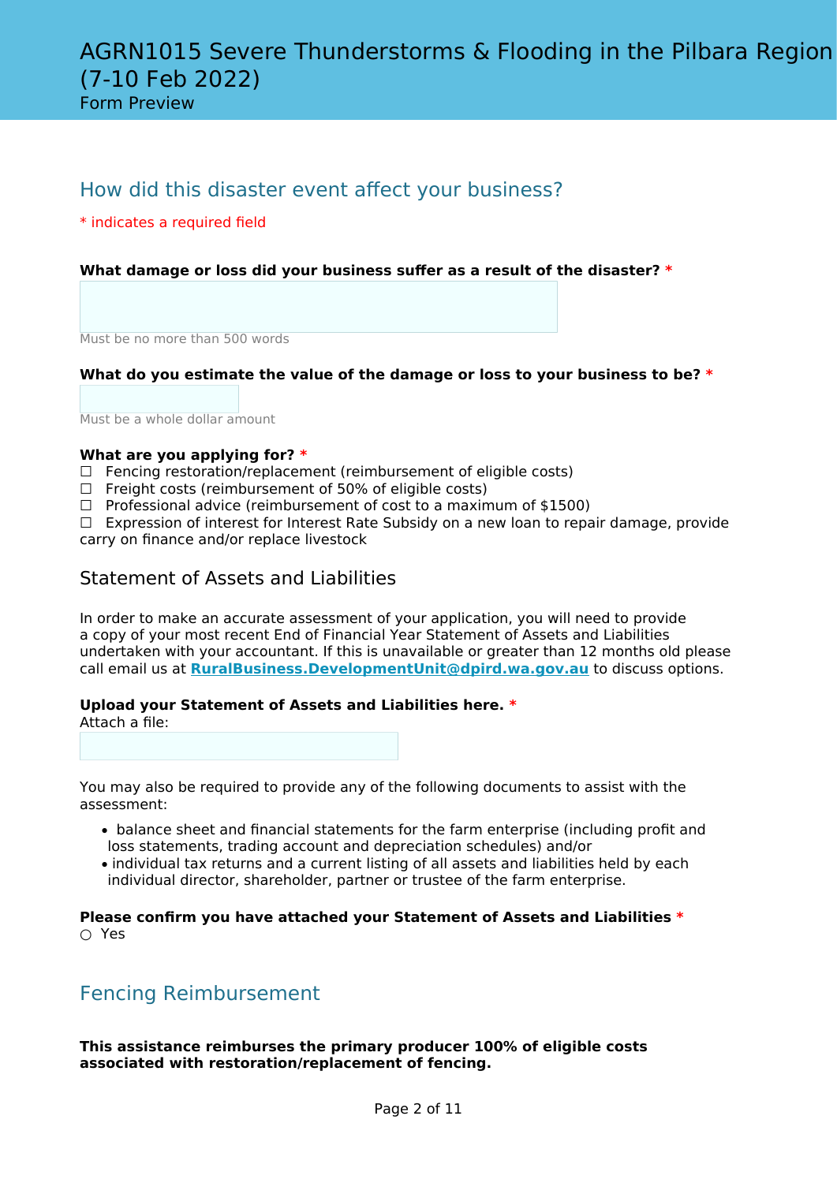## How did this disaster event affect your business?

* indicates a required field

**What damage or loss did your business suffer as a result of the disaster? ***

Must be no more than 500 words

**What do you estimate the value of the damage or loss to your business to be? ***

Must be a whole dollar amount

**What are you applying for? ***

☐ Fencing restoration/replacement (reimbursement of eligible costs)
☐ Freight costs (reimbursement of 50% of eligible costs)
☐ Professional advice (reimbursement of cost to a maximum of $1500)
☐ Expression of interest for Interest Rate Subsidy on a new loan to repair damage, provide carry on finance and/or replace livestock

### Statement of Assets and Liabilities

In order to make an accurate assessment of your application, you will need to provide a copy of your most recent End of Financial Year Statement of Assets and Liabilities undertaken with your accountant. If this is unavailable or greater than 12 months old please call email us at **RuralBusiness.DevelopmentUnit@dpird.wa.gov.au** to discuss options.

**Upload your Statement of Assets and Liabilities here. ***
Attach a file:

You may also be required to provide any of the following documents to assist with the assessment:

- balance sheet and financial statements for the farm enterprise (including profit and loss statements, trading account and depreciation schedules) and/or
- individual tax returns and a current listing of all assets and liabilities held by each individual director, shareholder, partner or trustee of the farm enterprise.

**Please confirm you have attached your Statement of Assets and Liabilities ***
○ Yes

## Fencing Reimbursement

**This assistance reimburses the primary producer 100% of eligible costs associated with restoration/replacement of fencing.**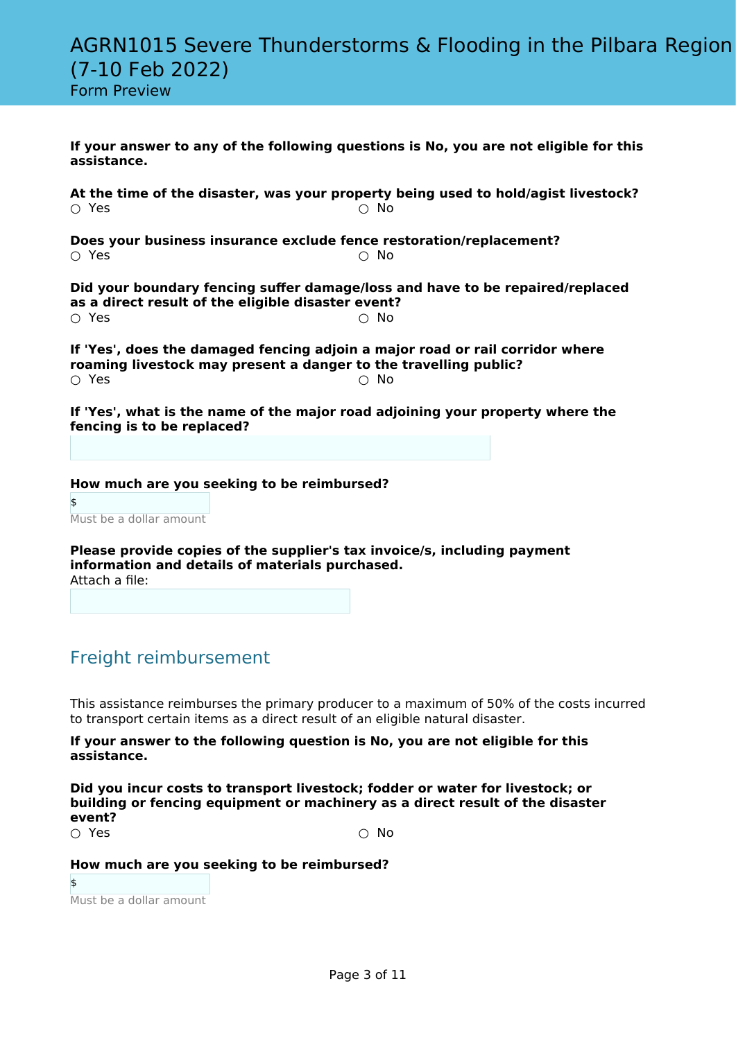**If your answer to any of the following questions is No, you are not eligible for this assistance.**

**At the time of the disaster, was your property being used to hold/agist livestock?**

○ Yes ○ No

**Does your business insurance exclude fence restoration/replacement?**

○ Yes ○ No

**Did your boundary fencing suffer damage/loss and have to be repaired/replaced as a direct result of the eligible disaster event?**

○ Yes ○ No

**If 'Yes', does the damaged fencing adjoin a major road or rail corridor where roaming livestock may present a danger to the travelling public?**

○ Yes ○ No

**If 'Yes', what is the name of the major road adjoining your property where the fencing is to be replaced?**

**How much are you seeking to be reimbursed?**

$

Must be a dollar amount

**Please provide copies of the supplier's tax invoice/s, including payment information and details of materials purchased.**

Attach a file:

## Freight reimbursement

This assistance reimburses the primary producer to a maximum of 50% of the costs incurred to transport certain items as a direct result of an eligible natural disaster.

**If your answer to the following question is No, you are not eligible for this assistance.**

**Did you incur costs to transport livestock; fodder or water for livestock; or building or fencing equipment or machinery as a direct result of the disaster event?**

○ Yes ○ No

**How much are you seeking to be reimbursed?**

$

Must be a dollar amount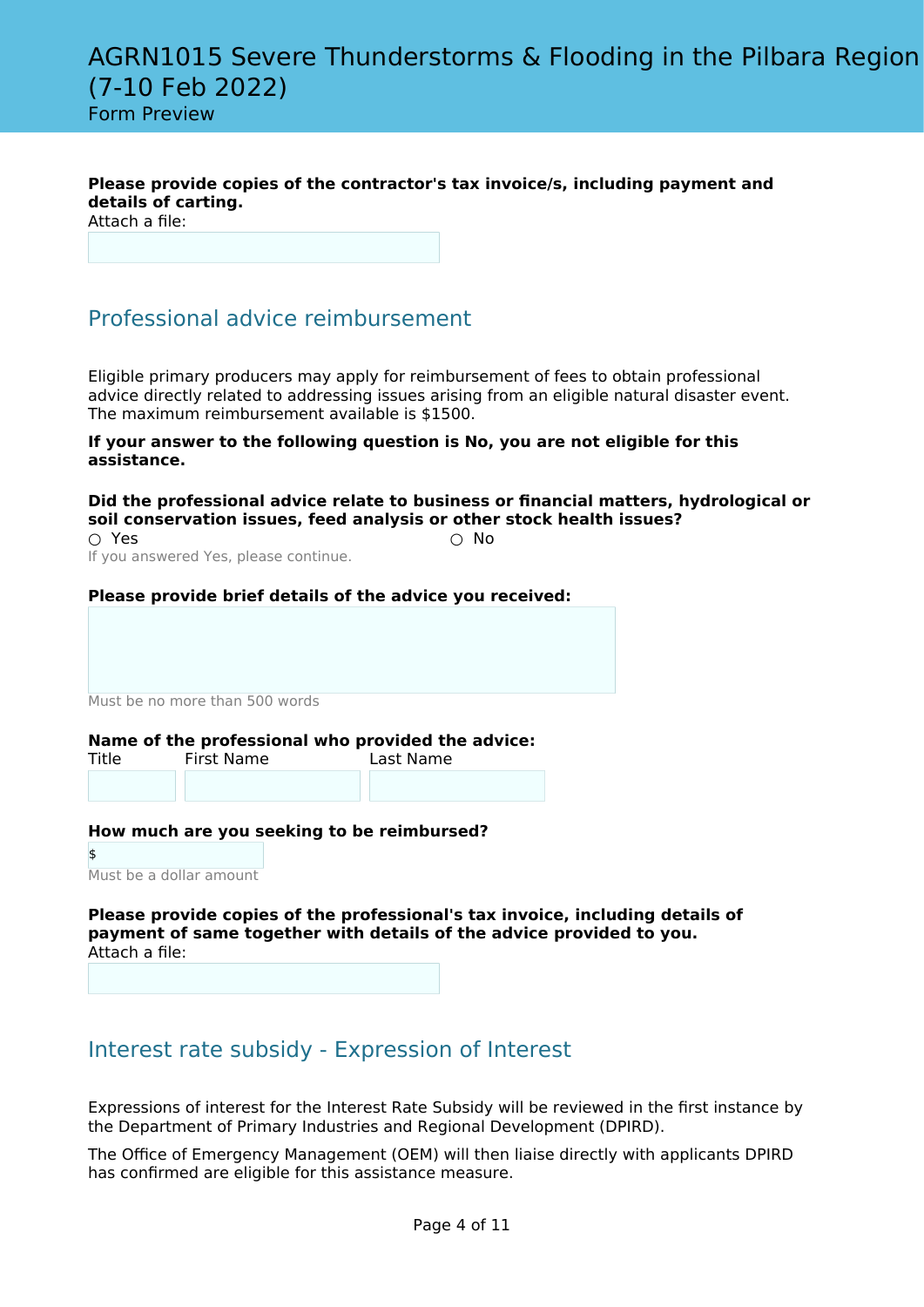**Please provide copies of the contractor's tax invoice/s, including payment and details of carting.**
Attach a file:

## Professional advice reimbursement

Eligible primary producers may apply for reimbursement of fees to obtain professional advice directly related to addressing issues arising from an eligible natural disaster event. The maximum reimbursement available is $1500.

**If your answer to the following question is No, you are not eligible for this assistance.**

**Did the professional advice relate to business or financial matters, hydrological or soil conservation issues, feed analysis or other stock health issues?**

○ Yes ○ No

If you answered Yes, please continue.

**Please provide brief details of the advice you received:**

Must be no more than 500 words

**Name of the professional who provided the advice:**

Title First Name Last Name

**How much are you seeking to be reimbursed?**

$

Must be a dollar amount

**Please provide copies of the professional's tax invoice, including details of payment of same together with details of the advice provided to you.**
Attach a file:

## Interest rate subsidy - Expression of Interest

Expressions of interest for the Interest Rate Subsidy will be reviewed in the first instance by the Department of Primary Industries and Regional Development (DPIRD).

The Office of Emergency Management (OEM) will then liaise directly with applicants DPIRD has confirmed are eligible for this assistance measure.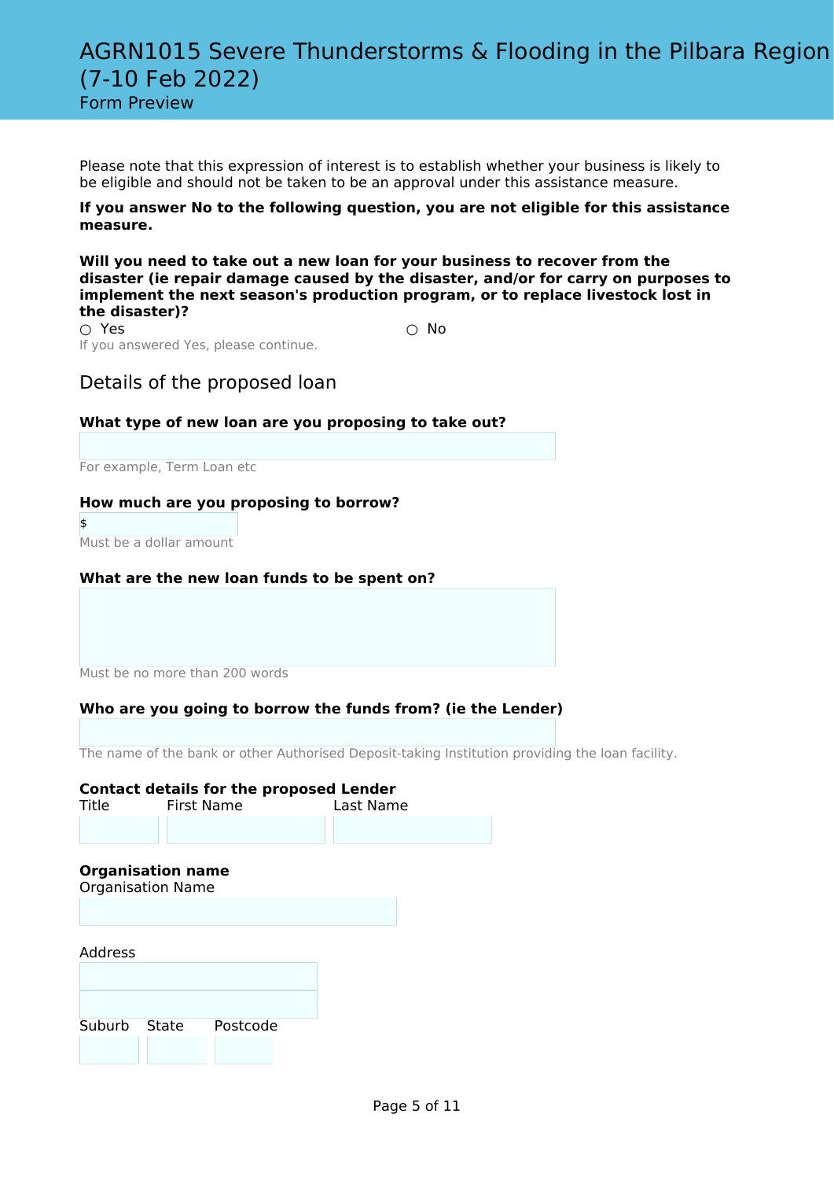# AGRN1015 Severe Thunderstorms & Flooding in the Pilbara Region (7-10 Feb 2022)

Form Preview

Please note that this expression of interest is to establish whether your business is likely to be eligible and should not be taken to be an approval under this assistance measure.

**If you answer No to the following question, you are not eligible for this assistance measure.**

**Will you need to take out a new loan for your business to recover from the disaster (ie repair damage caused by the disaster, and/or for carry on purposes to implement the next season's production program, or to replace livestock lost in the disaster)?**

○ Yes ○ No

If you answered Yes, please continue.

## Details of the proposed loan

**What type of new loan are you proposing to take out?**

For example, Term Loan etc

**How much are you proposing to borrow?**

$

Must be a dollar amount

**What are the new loan funds to be spent on?**

Must be no more than 200 words

**Who are you going to borrow the funds from? (ie the Lender)**

The name of the bank or other Authorised Deposit-taking Institution providing the loan facility.

**Contact details for the proposed Lender**

Title First Name Last Name

**Organisation name**

Organisation Name

Address

Suburb State Postcode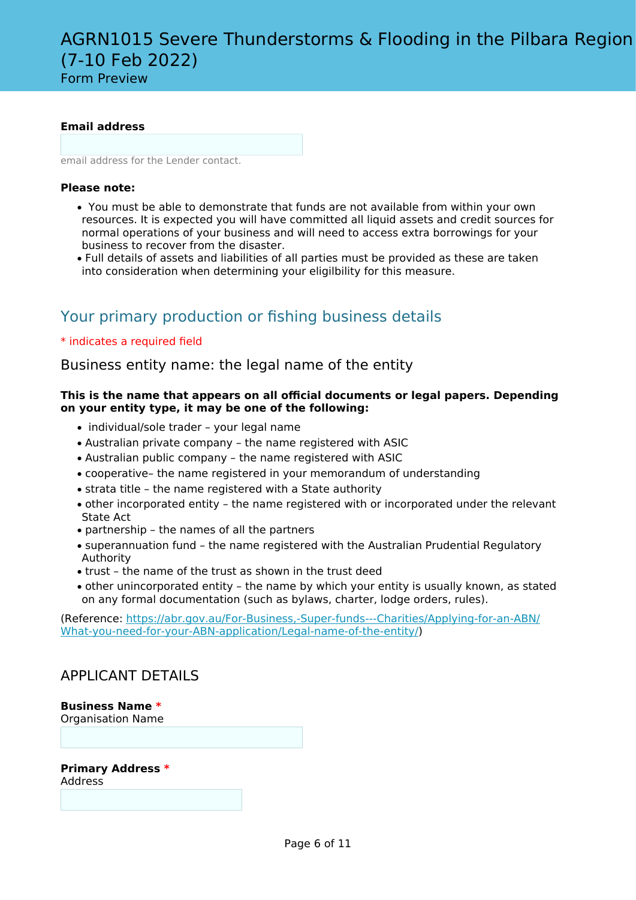# AGRN1015 Severe Thunderstorms & Flooding in the Pilbara Region (7-10 Feb 2022)

Form Preview

**Email address**

email address for the Lender contact.

**Please note:**

- You must be able to demonstrate that funds are not available from within your own resources. It is expected you will have committed all liquid assets and credit sources for normal operations of your business and will need to access extra borrowings for your business to recover from the disaster.
- Full details of assets and liabilities of all parties must be provided as these are taken into consideration when determining your eligilbility for this measure.

## Your primary production or fishing business details

* indicates a required field

### Business entity name: the legal name of the entity

**This is the name that appears on all official documents or legal papers. Depending on your entity type, it may be one of the following:**

- individual/sole trader – your legal name
- Australian private company – the name registered with ASIC
- Australian public company – the name registered with ASIC
- cooperative– the name registered in your memorandum of understanding
- strata title – the name registered with a State authority
- other incorporated entity – the name registered with or incorporated under the relevant State Act
- partnership – the names of all the partners
- superannuation fund – the name registered with the Australian Prudential Regulatory Authority
- trust – the name of the trust as shown in the trust deed
- other unincorporated entity – the name by which your entity is usually known, as stated on any formal documentation (such as bylaws, charter, lodge orders, rules).

(Reference: [https://abr.gov.au/For-Business,-Super-funds---Charities/Applying-for-an-ABN/What-you-need-for-your-ABN-application/Legal-name-of-the-entity/](https://abr.gov.au/For-Business,-Super-funds---Charities/Applying-for-an-ABN/What-you-need-for-your-ABN-application/Legal-name-of-the-entity/))

### APPLICANT DETAILS

**Business Name** *
Organisation Name

**Primary Address** *
Address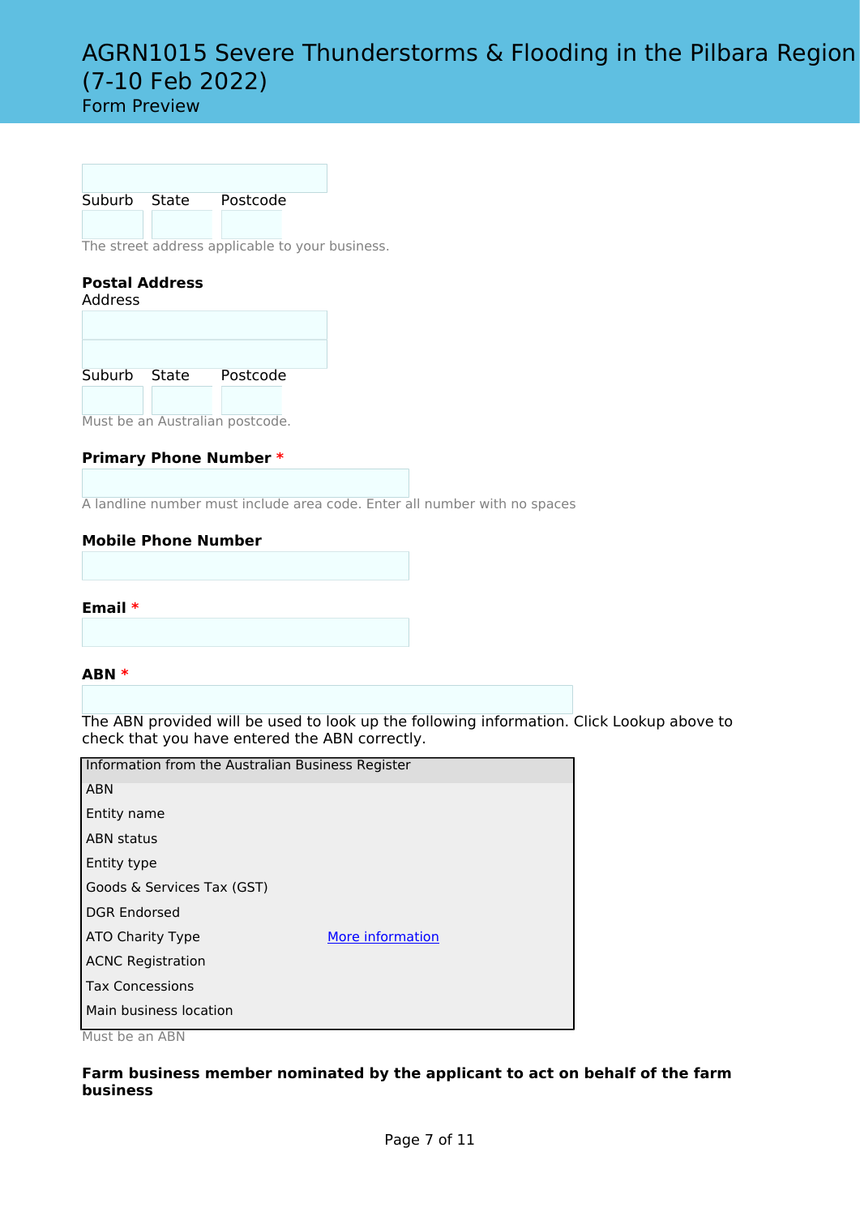Suburb State Postcode

The street address applicable to your business.

**Postal Address**

Address

Suburb State Postcode

Must be an Australian postcode.

**Primary Phone Number** *

A landline number must include area code. Enter all number with no spaces

**Mobile Phone Number**

**Email** *

**ABN** *

The ABN provided will be used to look up the following information. Click Lookup above to check that you have entered the ABN correctly.

| Information from the Australian Business Register | |
|---|---|
| ABN | |
| Entity name | |
| ABN status | |
| Entity type | |
| Goods & Services Tax (GST) | |
| DGR Endorsed | |
| ATO Charity Type | More information |
| ACNC Registration | |
| Tax Concessions | |
| Main business location | |

Must be an ABN

**Farm business member nominated by the applicant to act on behalf of the farm business**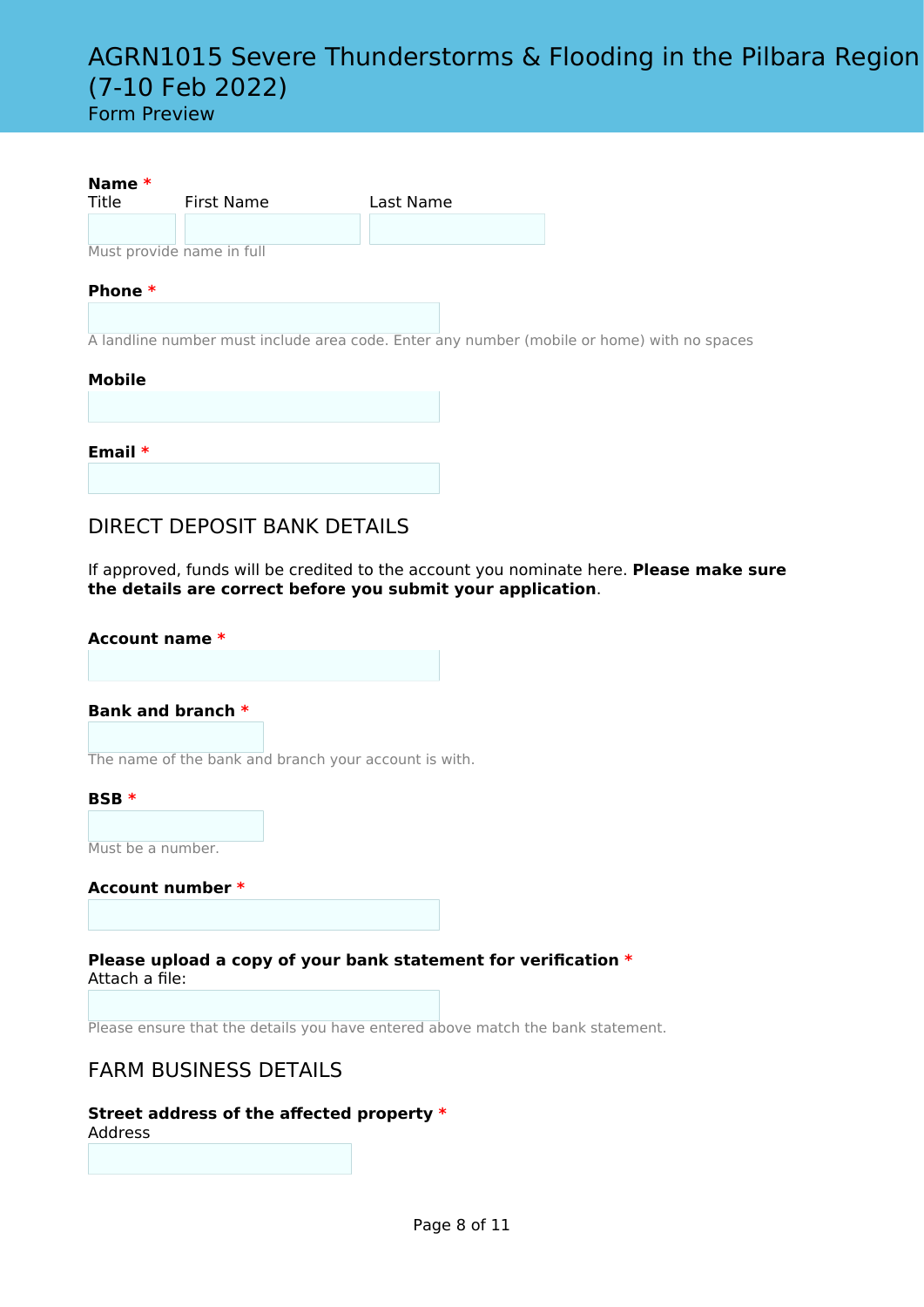# AGRN1015 Severe Thunderstorms & Flooding in the Pilbara Region (7-10 Feb 2022)

Form Preview

**Name** *

Title | First Name | Last Name

Must provide name in full

**Phone** *

A landline number must include area code. Enter any number (mobile or home) with no spaces

**Mobile**

**Email** *

## DIRECT DEPOSIT BANK DETAILS

If approved, funds will be credited to the account you nominate here. **Please make sure the details are correct before you submit your application**.

**Account name** *

**Bank and branch** *

The name of the bank and branch your account is with.

**BSB** *

Must be a number.

**Account number** *

**Please upload a copy of your bank statement for verification** *

Attach a file:

Please ensure that the details you have entered above match the bank statement.

## FARM BUSINESS DETAILS

**Street address of the affected property** *

Address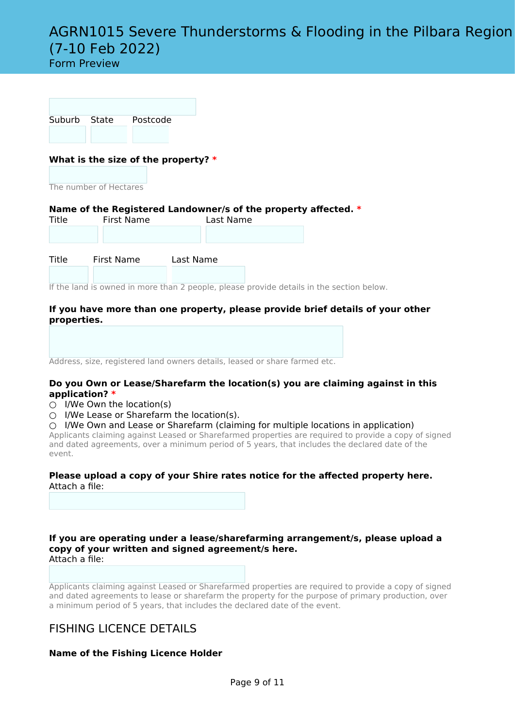Suburb State Postcode

**What is the size of the property?** *

The number of Hectares

**Name of the Registered Landowner/s of the property affected.** *

Title First Name Last Name

Title First Name Last Name

If the land is owned in more than 2 people, please provide details in the section below.

**If you have more than one property, please provide brief details of your other properties.**

Address, size, registered land owners details, leased or share farmed etc.

**Do you Own or Lease/Sharefarm the location(s) you are claiming against in this application?** *

- ○ I/We Own the location(s)
- ○ I/We Lease or Sharefarm the location(s).
- ○ I/We Own and Lease or Sharefarm (claiming for multiple locations in application)

Applicants claiming against Leased or Sharefarmed properties are required to provide a copy of signed and dated agreements, over a minimum period of 5 years, that includes the declared date of the event.

**Please upload a copy of your Shire rates notice for the affected property here.**
Attach a file:

**If you are operating under a lease/sharefarming arrangement/s, please upload a copy of your written and signed agreement/s here.**
Attach a file:

Applicants claiming against Leased or Sharefarmed properties are required to provide a copy of signed and dated agreements to lease or sharefarm the property for the purpose of primary production, over a minimum period of 5 years, that includes the declared date of the event.

## FISHING LICENCE DETAILS

**Name of the Fishing Licence Holder**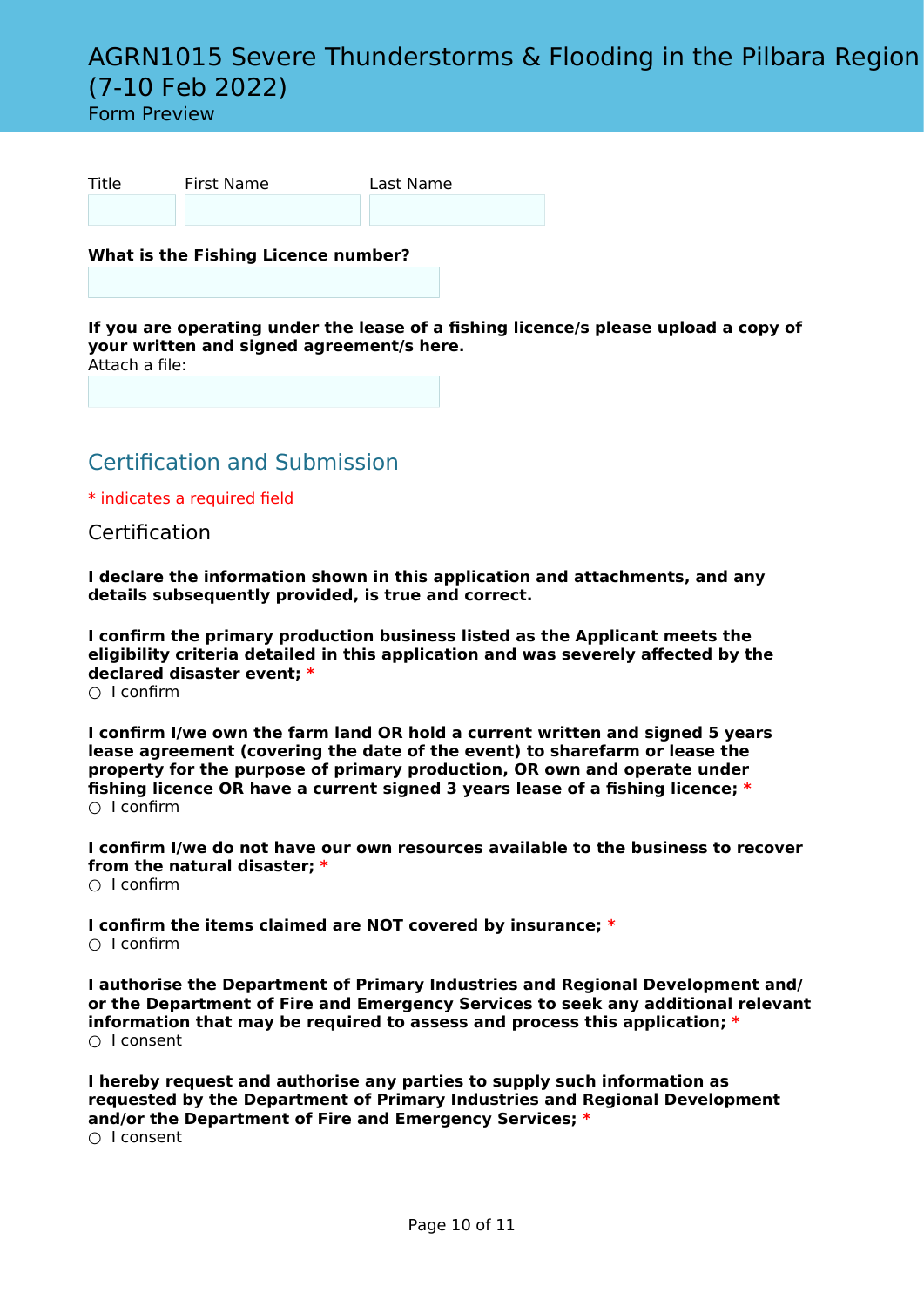# AGRN1015 Severe Thunderstorms & Flooding in the Pilbara Region (7-10 Feb 2022)

Form Preview

| Title | First Name | Last Name |
|---|---|---|
| | | |

**What is the Fishing Licence number?**

**If you are operating under the lease of a fishing licence/s please upload a copy of your written and signed agreement/s here.**

Attach a file:

## Certification and Submission

* indicates a required field

### Certification

**I declare the information shown in this application and attachments, and any details subsequently provided, is true and correct.**

**I confirm the primary production business listed as the Applicant meets the eligibility criteria detailed in this application and was severely affected by the declared disaster event;** *

○ I confirm

**I confirm I/we own the farm land OR hold a current written and signed 5 years lease agreement (covering the date of the event) to sharefarm or lease the property for the purpose of primary production, OR own and operate under fishing licence OR have a current signed 3 years lease of a fishing licence;** *

○ I confirm

**I confirm I/we do not have our own resources available to the business to recover from the natural disaster;** *

○ I confirm

**I confirm the items claimed are NOT covered by insurance;** *

○ I confirm

**I authorise the Department of Primary Industries and Regional Development and/or the Department of Fire and Emergency Services to seek any additional relevant information that may be required to assess and process this application;** *

○ I consent

**I hereby request and authorise any parties to supply such information as requested by the Department of Primary Industries and Regional Development and/or the Department of Fire and Emergency Services;** *

○ I consent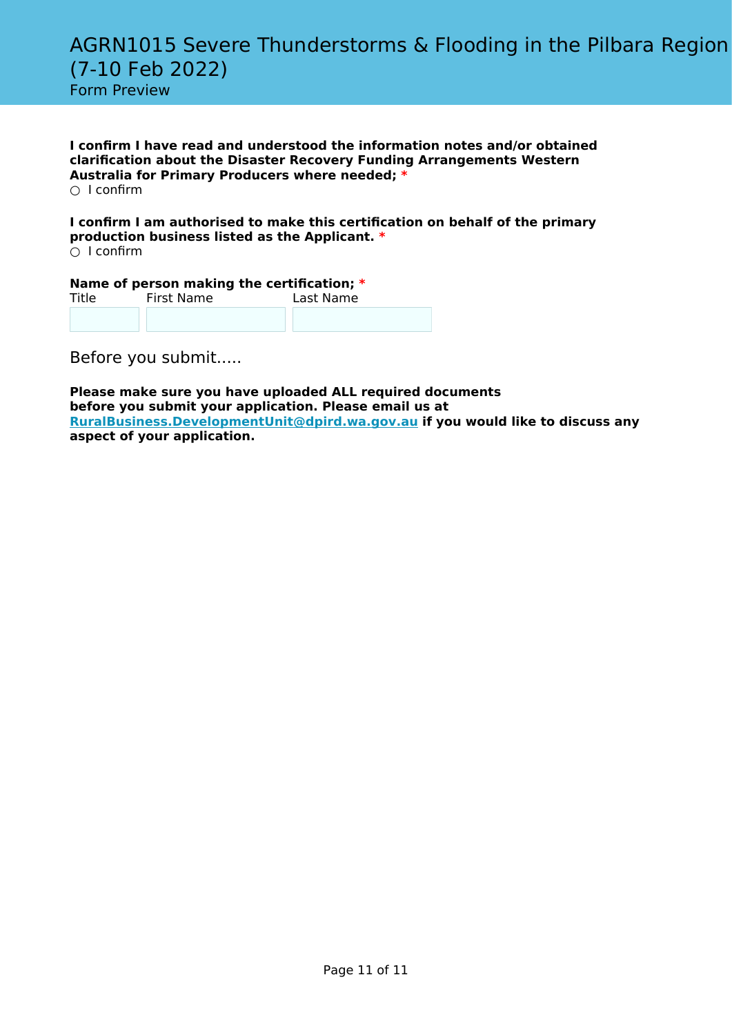# AGRN1015 Severe Thunderstorms & Flooding in the Pilbara Region (7-10 Feb 2022)

Form Preview

**I confirm I have read and understood the information notes and/or obtained clarification about the Disaster Recovery Funding Arrangements Western Australia for Primary Producers where needed;** *

○ I confirm

**I confirm I am authorised to make this certification on behalf of the primary production business listed as the Applicant.** *

○ I confirm

**Name of person making the certification;** *

| Title | First Name | Last Name |
|---|---|---|
| | | |

## Before you submit.....

**Please make sure you have uploaded ALL required documents before you submit your application. Please email us at RuralBusiness.DevelopmentUnit@dpird.wa.gov.au if you would like to discuss any aspect of your application.**